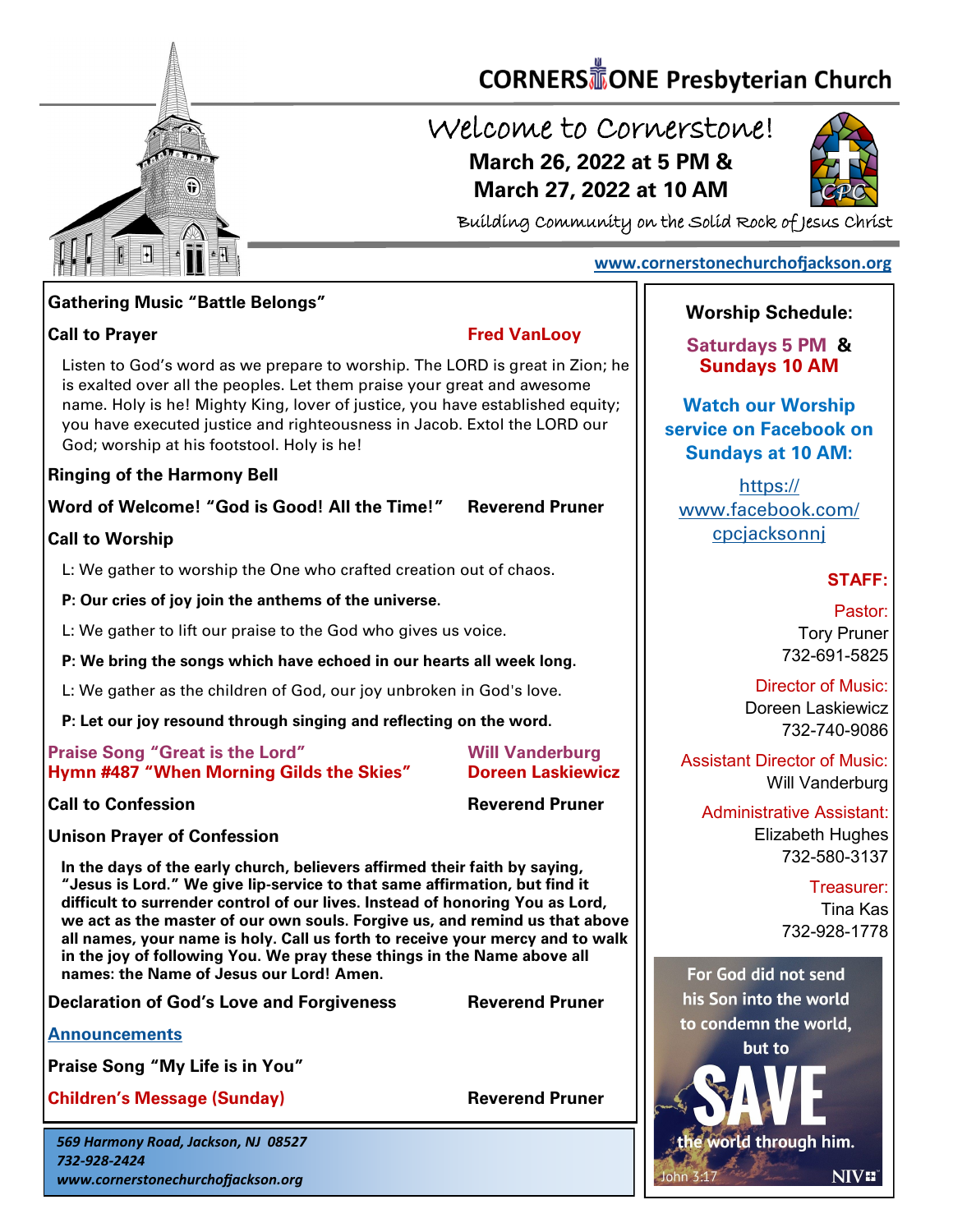# CORNERSTONE Presbyterian Church

## Welcome to Cornerstone!

**March 26, 2022 at 5 PM &**
**March 27, 2022 at 10 AM**

Building Community on the Solid Rock of Jesus Christ

www.cornerstonechurchofjackson.org

**Gathering Music "Battle Belongs"**

**Call to Prayer** — **Fred VanLooy**

Listen to God's word as we prepare to worship. The LORD is great in Zion; he is exalted over all the peoples. Let them praise your great and awesome name. Holy is he! Mighty King, lover of justice, you have established equity; you have executed justice and righteousness in Jacob. Extol the LORD our God; worship at his footstool. Holy is he!

**Ringing of the Harmony Bell**

**Word of Welcome! "God is Good! All the Time!"** — **Reverend Pruner**

**Call to Worship**

L: We gather to worship the One who crafted creation out of chaos.

**P: Our cries of joy join the anthems of the universe.**

L: We gather to lift our praise to the God who gives us voice.

**P: We bring the songs which have echoed in our hearts all week long.**

L: We gather as the children of God, our joy unbroken in God's love.

**P: Let our joy resound through singing and reflecting on the word.**

**Praise Song "Great is the Lord"** — **Will Vanderburg**
**Hymn #487 "When Morning Gilds the Skies"** — **Doreen Laskiewicz**

**Call to Confession** — **Reverend Pruner**

**Unison Prayer of Confession**

**In the days of the early church, believers affirmed their faith by saying, "Jesus is Lord." We give lip-service to that same affirmation, but find it difficult to surrender control of our lives. Instead of honoring You as Lord, we act as the master of our own souls. Forgive us, and remind us that above all names, your name is holy. Call us forth to receive your mercy and to walk in the joy of following You. We pray these things in the Name above all names: the Name of Jesus our Lord! Amen.**

**Declaration of God's Love and Forgiveness** — **Reverend Pruner**

**Announcements**

**Praise Song "My Life is in You"**

**Children's Message (Sunday)** — **Reverend Pruner**

*569 Harmony Road, Jackson, NJ 08527*
*732-928-2424*
*www.cornerstonechurchofjackson.org*

---

**Worship Schedule:**

**Saturdays 5 PM & Sundays 10 AM**

**Watch our Worship service on Facebook on Sundays at 10 AM:**

https://www.facebook.com/cpcjacksonnj

**STAFF:**

Pastor:
Tory Pruner
732-691-5825

Director of Music:
Doreen Laskiewicz
732-740-9086

Assistant Director of Music:
Will Vanderburg

Administrative Assistant:
Elizabeth Hughes
732-580-3137

Treasurer:
Tina Kas
732-928-1778

For God did not send his Son into the world to condemn the world, but to SAVE the world through him.
John 3:17 NIV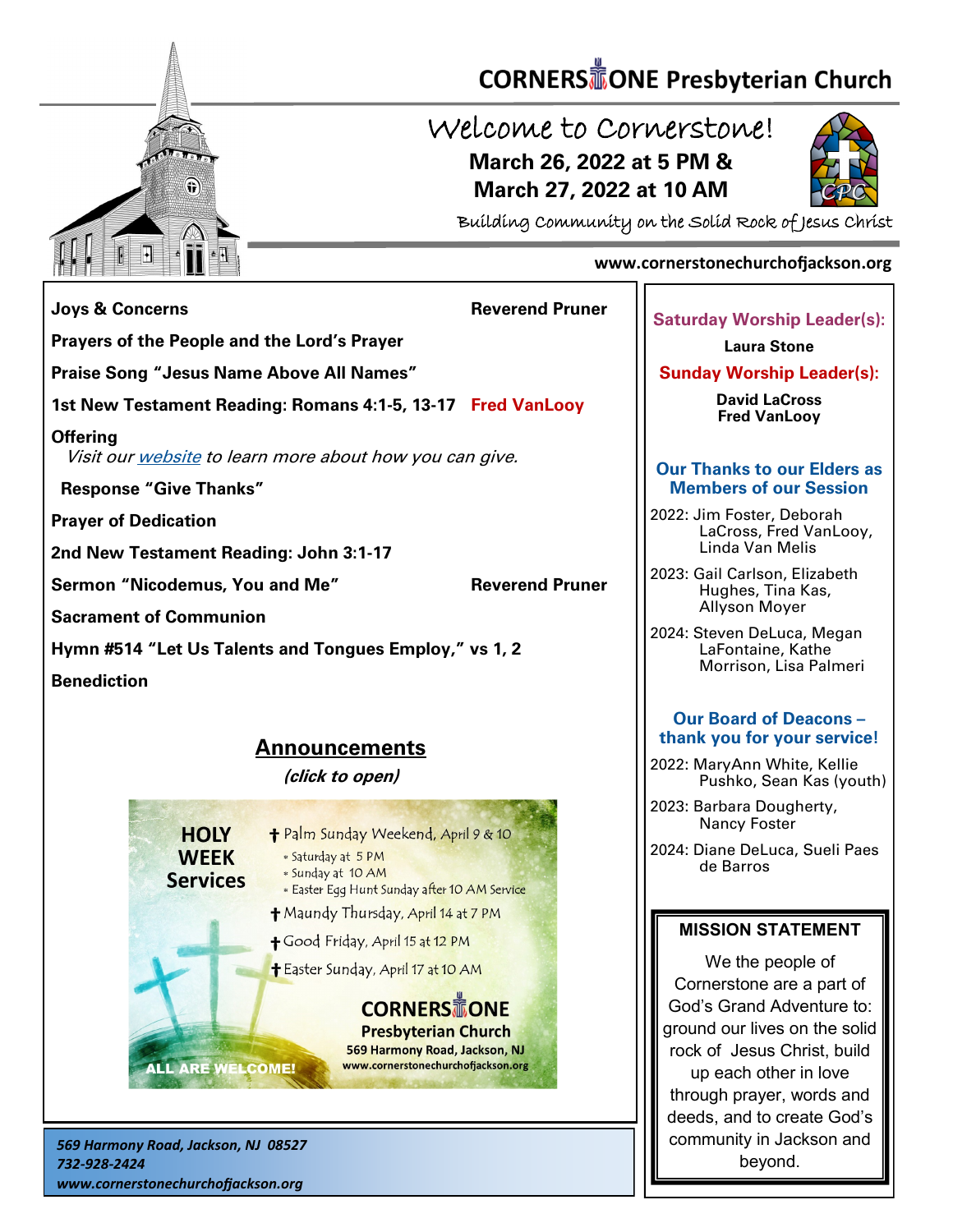# CORNERSTONE Presbyterian Church

## Welcome to Cornerstone!

**March 26, 2022 at 5 PM &**
**March 27, 2022 at 10 AM**

Building Community on the Solid Rock of Jesus Christ

www.cornerstonechurchofjackson.org

**Joys & Concerns** — **Reverend Pruner**

**Prayers of the People and the Lord's Prayer**

**Praise Song "Jesus Name Above All Names"**

**1st New Testament Reading: Romans 4:1-5, 13-17** — **Fred VanLooy**

**Offering**
*Visit our website to learn more about how you can give.*

**Response "Give Thanks"**

**Prayer of Dedication**

**2nd New Testament Reading: John 3:1-17**

**Sermon "Nicodemus, You and Me"** — **Reverend Pruner**

**Sacrament of Communion**

**Hymn #514 "Let Us Talents and Tongues Employ," vs 1, 2**

**Benediction**

## Announcements

***(click to open)***

**HOLY WEEK Services**

- Palm Sunday Weekend, April 9 & 10
  - Saturday at 5 PM
  - Sunday at 10 AM
  - Easter Egg Hunt Sunday after 10 AM Service
- Maundy Thursday, April 14 at 7 PM
- Good Friday, April 15 at 12 PM
- Easter Sunday, April 17 at 10 AM

CORNERSTONE Presbyterian Church
569 Harmony Road, Jackson, NJ
www.cornerstonechurchofjackson.org

ALL ARE WELCOME!

***569 Harmony Road, Jackson, NJ 08527***
***732-928-2424***
***www.cornerstonechurchofjackson.org***

**Saturday Worship Leader(s):**
**Laura Stone**

**Sunday Worship Leader(s):**
**David LaCross**
**Fred VanLooy**

**Our Thanks to our Elders as Members of our Session**

2022: Jim Foster, Deborah LaCross, Fred VanLooy, Linda Van Melis

2023: Gail Carlson, Elizabeth Hughes, Tina Kas, Allyson Moyer

2024: Steven DeLuca, Megan LaFontaine, Kathe Morrison, Lisa Palmeri

**Our Board of Deacons – thank you for your service!**

2022: MaryAnn White, Kellie Pushko, Sean Kas (youth)

2023: Barbara Dougherty, Nancy Foster

2024: Diane DeLuca, Sueli Paes de Barros

**MISSION STATEMENT**

We the people of Cornerstone are a part of God's Grand Adventure to: ground our lives on the solid rock of Jesus Christ, build up each other in love through prayer, words and deeds, and to create God's community in Jackson and beyond.